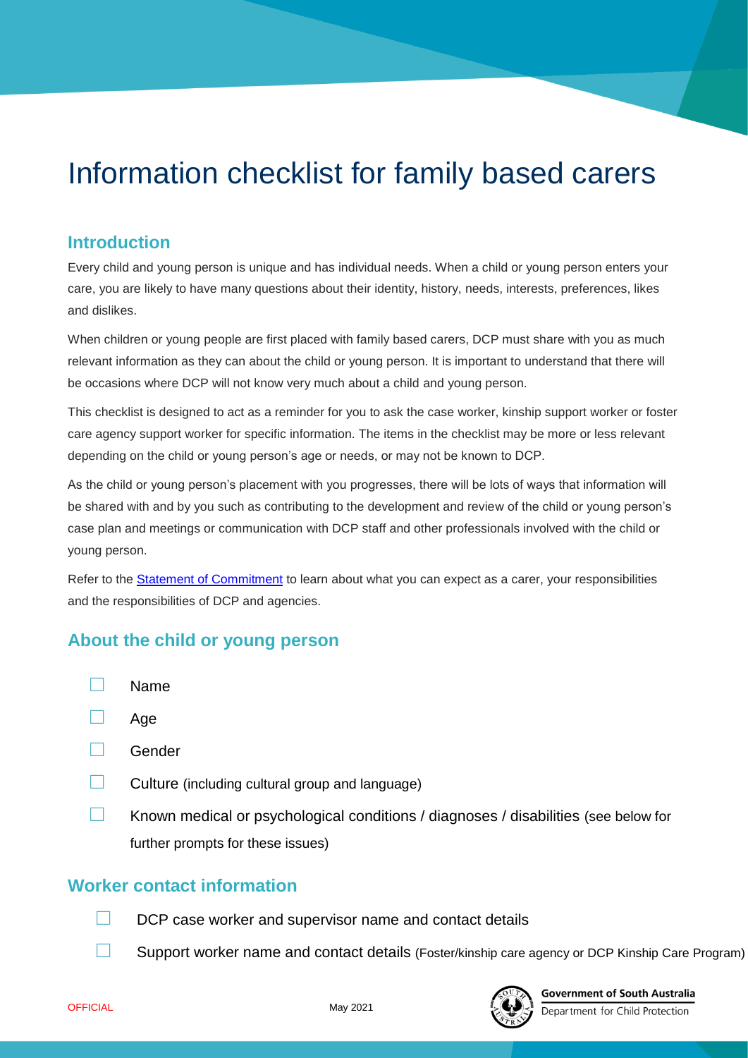# Information checklist for family based carers

## Introduction

Every child and young person is unique and has individual needs. When a child or young person enters your care, you are likely to have many questions about their identity, history, needs, interests, preferences, likes and dislikes.

When children or young people are first placed with family based carers, DCP must share with you as much relevant information as they can about the child or young person. It is important to understand that there will be occasions where DCP will not know very much about a child and young person.

This checklist is designed to act as a reminder for you to ask the case worker, kinship support worker or foster care agency support worker for specific information. The items in the checklist may be more or less relevant depending on the child or young person's age or needs, or may not be known to DCP.

As the child or young person's placement with you progresses, there will be lots of ways that information will be shared with and by you such as contributing to the development and review of the child or young person's case plan and meetings or communication with DCP staff and other professionals involved with the child or young person.

Refer to the [Statement of Commitment] to learn about what you can expect as a carer, your responsibilities and the responsibilities of DCP and agencies.

## About the child or young person

- ☐ Name
- ☐ Age
- ☐ Gender
- ☐ Culture (including cultural group and language)
- ☐ Known medical or psychological conditions / diagnoses / disabilities (see below for further prompts for these issues)

## Worker contact information

- ☐ DCP case worker and supervisor name and contact details
- ☐ Support worker name and contact details (Foster/kinship care agency or DCP Kinship Care Program)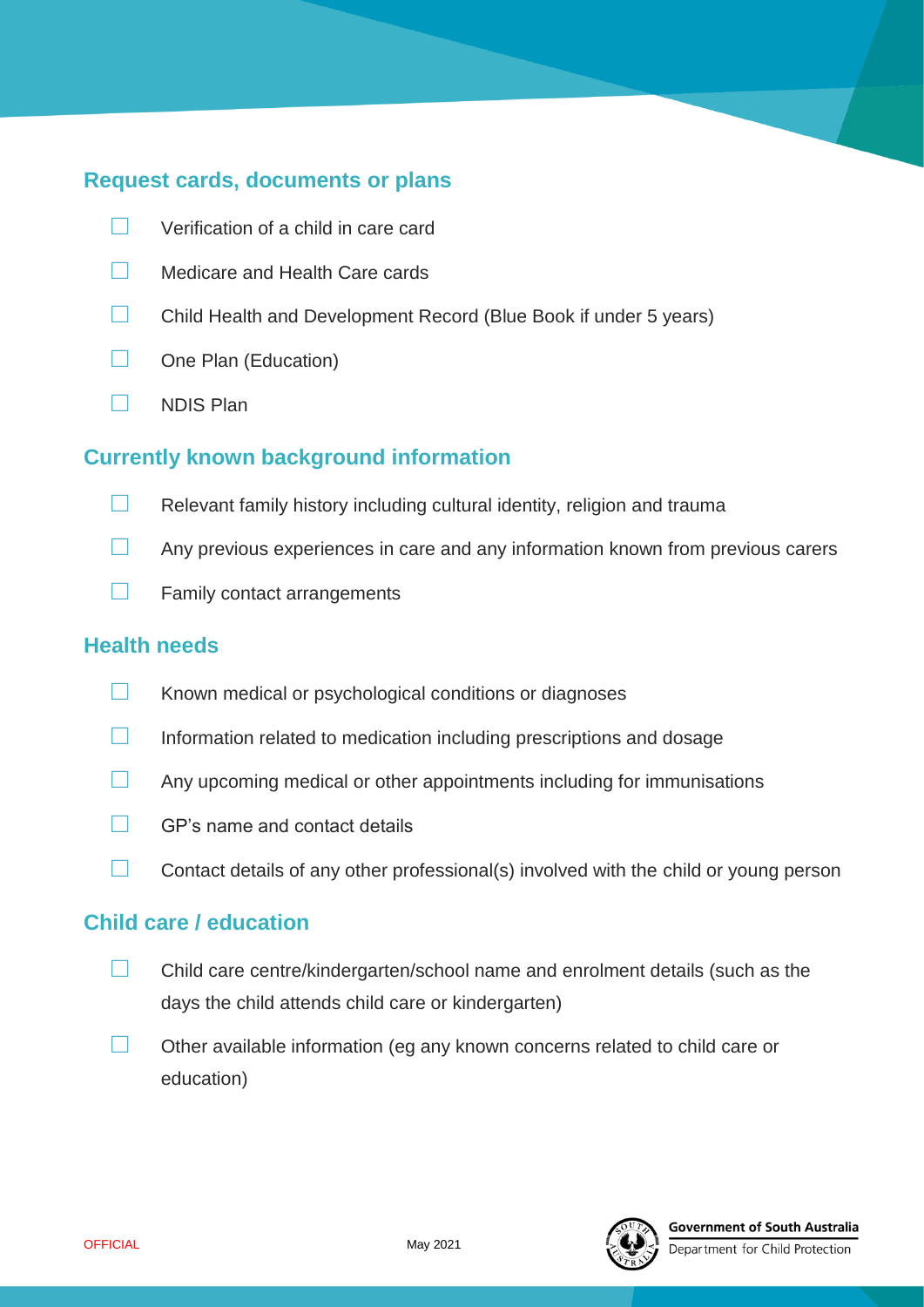## Request cards, documents or plans

- ☐ Verification of a child in care card
- ☐ Medicare and Health Care cards
- ☐ Child Health and Development Record (Blue Book if under 5 years)
- ☐ One Plan (Education)
- ☐ NDIS Plan

## Currently known background information

- ☐ Relevant family history including cultural identity, religion and trauma
- ☐ Any previous experiences in care and any information known from previous carers
- ☐ Family contact arrangements

## Health needs

- ☐ Known medical or psychological conditions or diagnoses
- ☐ Information related to medication including prescriptions and dosage
- ☐ Any upcoming medical or other appointments including for immunisations
- ☐ GP's name and contact details
- ☐ Contact details of any other professional(s) involved with the child or young person

## Child care / education

- ☐ Child care centre/kindergarten/school name and enrolment details (such as the days the child attends child care or kindergarten)
- ☐ Other available information (eg any known concerns related to child care or education)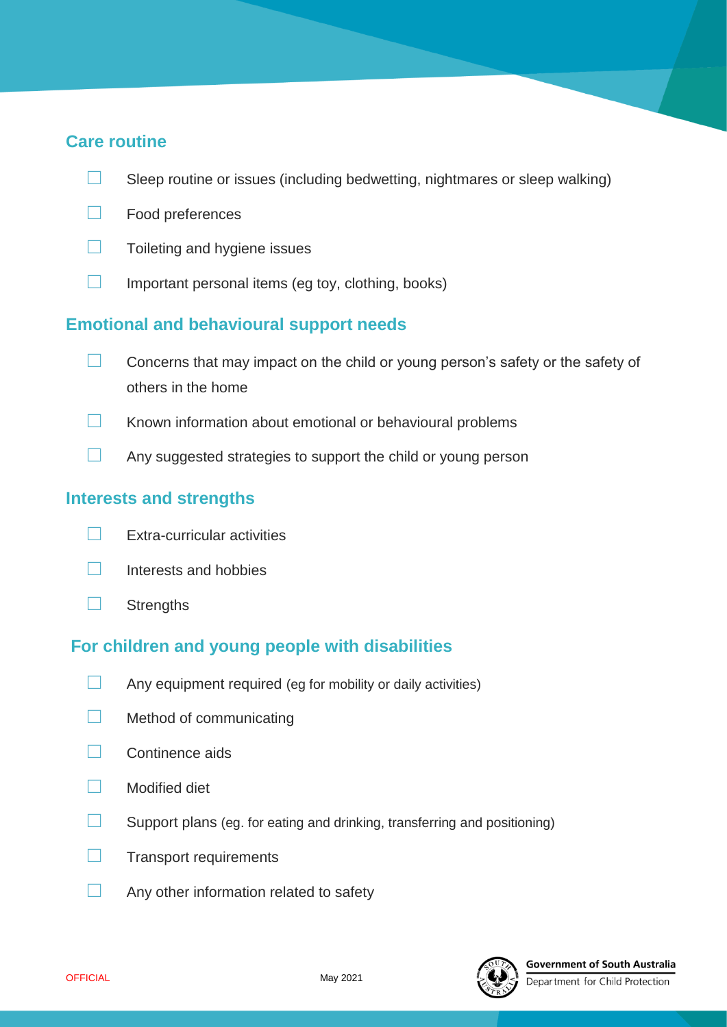## Care routine

- [ ] Sleep routine or issues (including bedwetting, nightmares or sleep walking)
- [ ] Food preferences
- [ ] Toileting and hygiene issues
- [ ] Important personal items (eg toy, clothing, books)

## Emotional and behavioural support needs

- [ ] Concerns that may impact on the child or young person's safety or the safety of others in the home
- [ ] Known information about emotional or behavioural problems
- [ ] Any suggested strategies to support the child or young person

## Interests and strengths

- [ ] Extra-curricular activities
- [ ] Interests and hobbies
- [ ] Strengths

## For children and young people with disabilities

- [ ] Any equipment required (eg for mobility or daily activities)
- [ ] Method of communicating
- [ ] Continence aids
- [ ] Modified diet
- [ ] Support plans (eg. for eating and drinking, transferring and positioning)
- [ ] Transport requirements
- [ ] Any other information related to safety

OFFICIAL

May 2021

Government of South Australia
Department for Child Protection